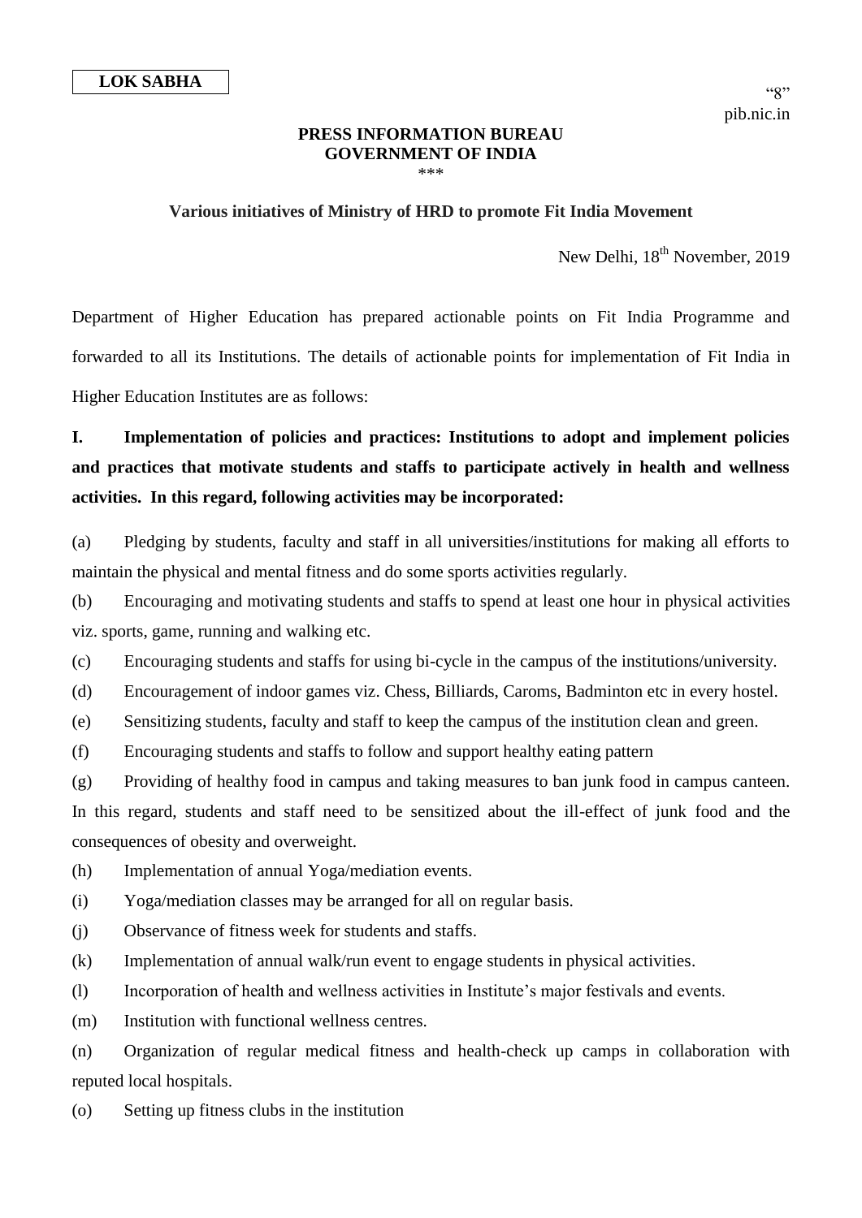**LOK SABHA**

"8"
pib.nic.in

**PRESS INFORMATION BUREAU**
**GOVERNMENT OF INDIA**
\*\*\*

**Various initiatives of Ministry of HRD to promote Fit India Movement**

New Delhi, 18th November, 2019

Department of Higher Education has prepared actionable points on Fit India Programme and forwarded to all its Institutions. The details of actionable points for implementation of Fit India in Higher Education Institutes are as follows:

**I. Implementation of policies and practices: Institutions to adopt and implement policies and practices that motivate students and staffs to participate actively in health and wellness activities. In this regard, following activities may be incorporated:**

(a) Pledging by students, faculty and staff in all universities/institutions for making all efforts to maintain the physical and mental fitness and do some sports activities regularly.

(b) Encouraging and motivating students and staffs to spend at least one hour in physical activities viz. sports, game, running and walking etc.

(c) Encouraging students and staffs for using bi-cycle in the campus of the institutions/university.

(d) Encouragement of indoor games viz. Chess, Billiards, Caroms, Badminton etc in every hostel.

(e) Sensitizing students, faculty and staff to keep the campus of the institution clean and green.

(f) Encouraging students and staffs to follow and support healthy eating pattern

(g) Providing of healthy food in campus and taking measures to ban junk food in campus canteen. In this regard, students and staff need to be sensitized about the ill-effect of junk food and the consequences of obesity and overweight.

(h) Implementation of annual Yoga/mediation events.

(i) Yoga/mediation classes may be arranged for all on regular basis.

(j) Observance of fitness week for students and staffs.

(k) Implementation of annual walk/run event to engage students in physical activities.

(l) Incorporation of health and wellness activities in Institute's major festivals and events.

(m) Institution with functional wellness centres.

(n) Organization of regular medical fitness and health-check up camps in collaboration with reputed local hospitals.

(o) Setting up fitness clubs in the institution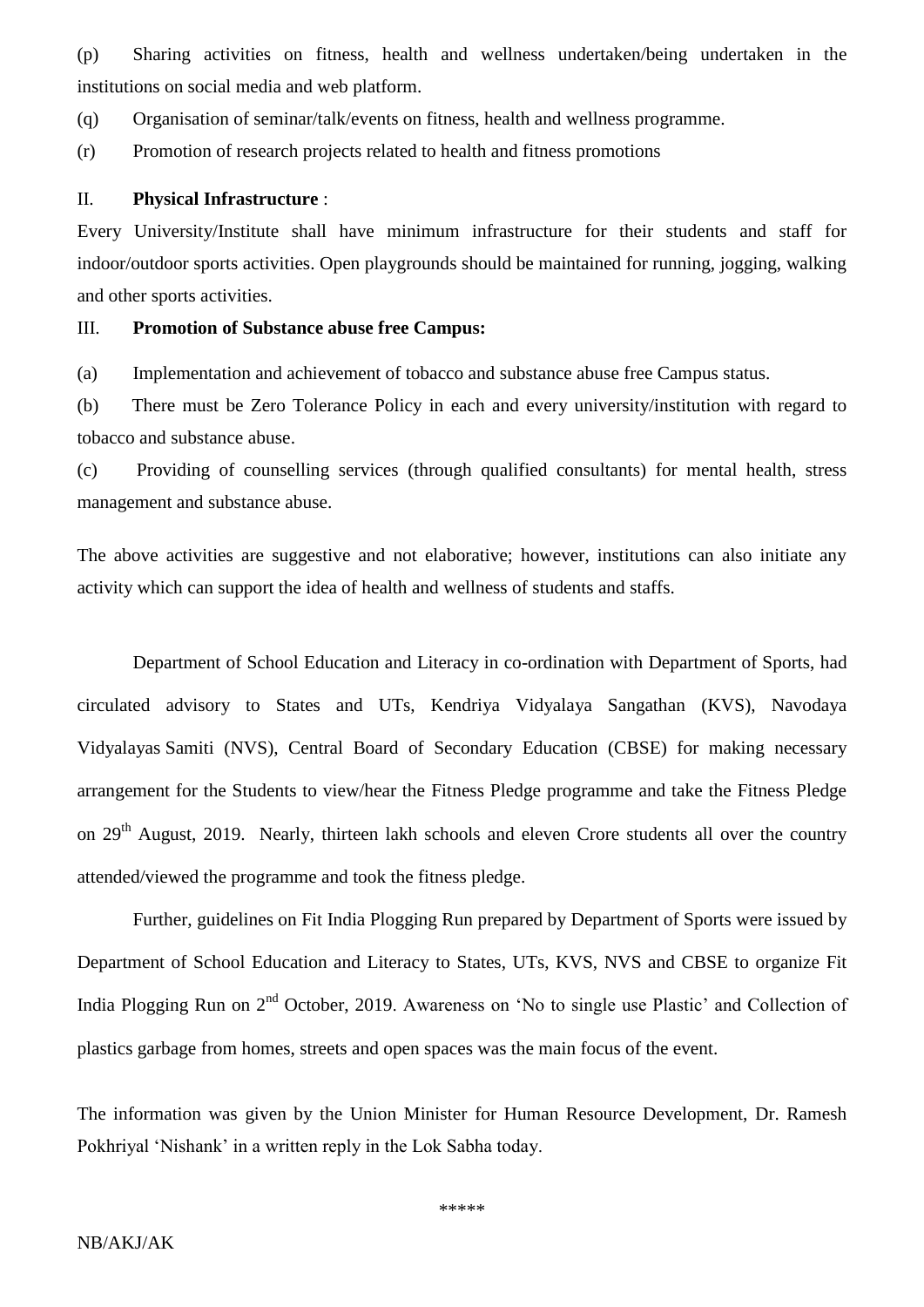(p) Sharing activities on fitness, health and wellness undertaken/being undertaken in the institutions on social media and web platform.

(q) Organisation of seminar/talk/events on fitness, health and wellness programme.

(r) Promotion of research projects related to health and fitness promotions

II. **Physical Infrastructure** :

Every University/Institute shall have minimum infrastructure for their students and staff for indoor/outdoor sports activities. Open playgrounds should be maintained for running, jogging, walking and other sports activities.

III. **Promotion of Substance abuse free Campus:**

(a) Implementation and achievement of tobacco and substance abuse free Campus status.

(b) There must be Zero Tolerance Policy in each and every university/institution with regard to tobacco and substance abuse.

(c) Providing of counselling services (through qualified consultants) for mental health, stress management and substance abuse.

The above activities are suggestive and not elaborative; however, institutions can also initiate any activity which can support the idea of health and wellness of students and staffs.

Department of School Education and Literacy in co-ordination with Department of Sports, had circulated advisory to States and UTs, Kendriya Vidyalaya Sangathan (KVS), Navodaya Vidyalayas Samiti (NVS), Central Board of Secondary Education (CBSE) for making necessary arrangement for the Students to view/hear the Fitness Pledge programme and take the Fitness Pledge on 29th August, 2019. Nearly, thirteen lakh schools and eleven Crore students all over the country attended/viewed the programme and took the fitness pledge.

Further, guidelines on Fit India Plogging Run prepared by Department of Sports were issued by Department of School Education and Literacy to States, UTs, KVS, NVS and CBSE to organize Fit India Plogging Run on 2nd October, 2019. Awareness on 'No to single use Plastic' and Collection of plastics garbage from homes, streets and open spaces was the main focus of the event.

The information was given by the Union Minister for Human Resource Development, Dr. Ramesh Pokhriyal 'Nishank' in a written reply in the Lok Sabha today.

*****

NB/AKJ/AK